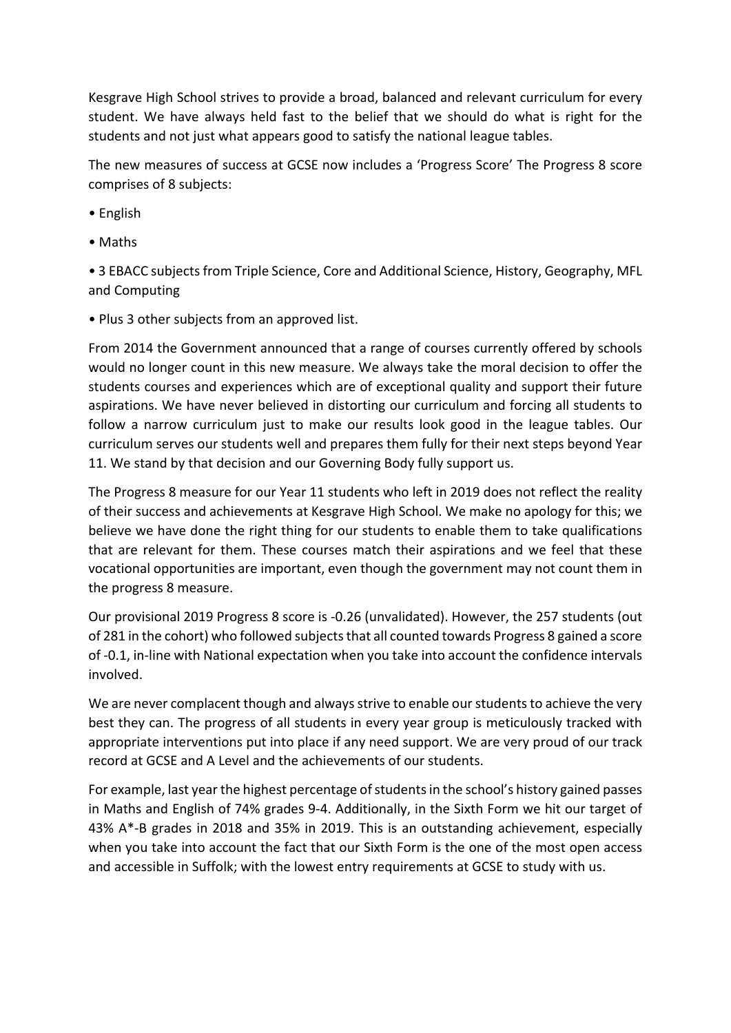Kesgrave High School strives to provide a broad, balanced and relevant curriculum for every student. We have always held fast to the belief that we should do what is right for the students and not just what appears good to satisfy the national league tables.

The new measures of success at GCSE now includes a 'Progress Score' The Progress 8 score comprises of 8 subjects:

- English
- Maths
- 3 EBACC subjects from Triple Science, Core and Additional Science, History, Geography, MFL and Computing
- Plus 3 other subjects from an approved list.

From 2014 the Government announced that a range of courses currently offered by schools would no longer count in this new measure. We always take the moral decision to offer the students courses and experiences which are of exceptional quality and support their future aspirations. We have never believed in distorting our curriculum and forcing all students to follow a narrow curriculum just to make our results look good in the league tables. Our curriculum serves our students well and prepares them fully for their next steps beyond Year 11. We stand by that decision and our Governing Body fully support us.

The Progress 8 measure for our Year 11 students who left in 2019 does not reflect the reality of their success and achievements at Kesgrave High School. We make no apology for this; we believe we have done the right thing for our students to enable them to take qualifications that are relevant for them. These courses match their aspirations and we feel that these vocational opportunities are important, even though the government may not count them in the progress 8 measure.

Our provisional 2019 Progress 8 score is -0.26 (unvalidated). However, the 257 students (out of 281 in the cohort) who followed subjects that all counted towards Progress 8 gained a score of -0.1, in-line with National expectation when you take into account the confidence intervals involved.

We are never complacent though and always strive to enable our students to achieve the very best they can. The progress of all students in every year group is meticulously tracked with appropriate interventions put into place if any need support. We are very proud of our track record at GCSE and A Level and the achievements of our students.

For example, last year the highest percentage of students in the school's history gained passes in Maths and English of 74% grades 9-4. Additionally, in the Sixth Form we hit our target of 43% A*-B grades in 2018 and 35% in 2019. This is an outstanding achievement, especially when you take into account the fact that our Sixth Form is the one of the most open access and accessible in Suffolk; with the lowest entry requirements at GCSE to study with us.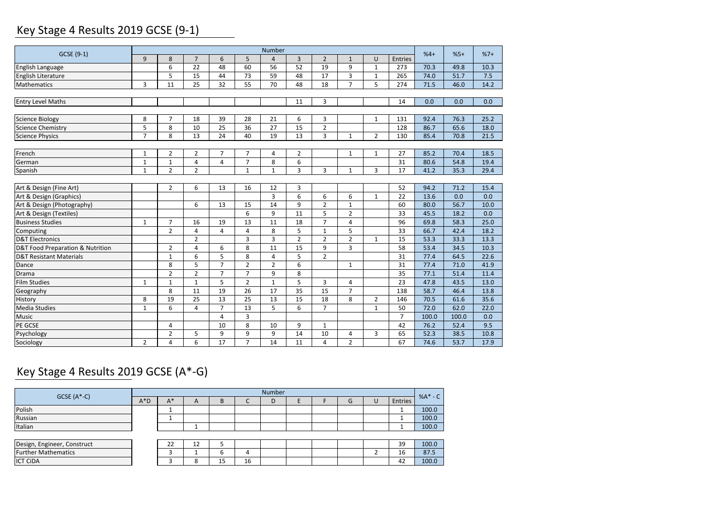# Key Stage 4 Results 2019 GCSE (9-1)

| GCSE (9-1) | Number | | | | | | | | | | | %4+ | %5+ | %7+ |
|---|---|---|---|---|---|---|---|---|---|---|---|---|---|---|
| | 9 | 8 | 7 | 6 | 5 | 4 | 3 | 2 | 1 | U | Entries | | | |
| English Language | | 6 | 22 | 48 | 60 | 56 | 52 | 19 | 9 | 1 | 273 | 70.3 | 49.8 | 10.3 |
| English Literature | | 5 | 15 | 44 | 73 | 59 | 48 | 17 | 3 | 1 | 265 | 74.0 | 51.7 | 7.5 |
| Mathematics | 3 | 11 | 25 | 32 | 55 | 70 | 48 | 18 | 7 | 5 | 274 | 71.5 | 46.0 | 14.2 |
| | | | | | | | | | | | | | | |
| Entry Level Maths | | | | | | | 11 | 3 | | | 14 | 0.0 | 0.0 | 0.0 |
| | | | | | | | | | | | | | | |
| Science Biology | 8 | 7 | 18 | 39 | 28 | 21 | 6 | 3 | | 1 | 131 | 92.4 | 76.3 | 25.2 |
| Science Chemistry | 5 | 8 | 10 | 25 | 36 | 27 | 15 | 2 | | | 128 | 86.7 | 65.6 | 18.0 |
| Science Physics | 7 | 8 | 13 | 24 | 40 | 19 | 13 | 3 | 1 | 2 | 130 | 85.4 | 70.8 | 21.5 |
| | | | | | | | | | | | | | | |
| French | 1 | 2 | 2 | 7 | 7 | 4 | 2 | | 1 | 1 | 27 | 85.2 | 70.4 | 18.5 |
| German | 1 | 1 | 4 | 4 | 7 | 8 | 6 | | | | 31 | 80.6 | 54.8 | 19.4 |
| Spanish | 1 | 2 | 2 | | 1 | 1 | 3 | 3 | 1 | 3 | 17 | 41.2 | 35.3 | 29.4 |
| | | | | | | | | | | | | | | |
| Art & Design (Fine Art) | | 2 | 6 | 13 | 16 | 12 | 3 | | | | 52 | 94.2 | 71.2 | 15.4 |
| Art & Design (Graphics) | | | | | | 3 | 6 | 6 | 6 | 1 | 22 | 13.6 | 0.0 | 0.0 |
| Art & Design (Photography) | | | 6 | 13 | 15 | 14 | 9 | 2 | 1 | | 60 | 80.0 | 56.7 | 10.0 |
| Art & Design (Textiles) | | | | | 6 | 9 | 11 | 5 | 2 | | 33 | 45.5 | 18.2 | 0.0 |
| Business Studies | 1 | 7 | 16 | 19 | 13 | 11 | 18 | 7 | 4 | | 96 | 69.8 | 58.3 | 25.0 |
| Computing | | 2 | 4 | 4 | 4 | 8 | 5 | 1 | 5 | | 33 | 66.7 | 42.4 | 18.2 |
| D&T Electronics | | | 2 | | 3 | 3 | 2 | 2 | 2 | 1 | 15 | 53.3 | 33.3 | 13.3 |
| D&T Food Preparation & Nutrition | | 2 | 4 | 6 | 8 | 11 | 15 | 9 | 3 | | 58 | 53.4 | 34.5 | 10.3 |
| D&T Resistant Materials | | 1 | 6 | 5 | 8 | 4 | 5 | 2 | | | 31 | 77.4 | 64.5 | 22.6 |
| Dance | | 8 | 5 | 7 | 2 | 2 | 6 | | 1 | | 31 | 77.4 | 71.0 | 41.9 |
| Drama | | 2 | 2 | 7 | 7 | 9 | 8 | | | | 35 | 77.1 | 51.4 | 11.4 |
| Film Studies | 1 | 1 | 1 | 5 | 2 | 1 | 5 | 3 | 4 | | 23 | 47.8 | 43.5 | 13.0 |
| Geography | | 8 | 11 | 19 | 26 | 17 | 35 | 15 | 7 | | 138 | 58.7 | 46.4 | 13.8 |
| History | 8 | 19 | 25 | 13 | 25 | 13 | 15 | 18 | 8 | 2 | 146 | 70.5 | 61.6 | 35.6 |
| Media Studies | 1 | 6 | 4 | 7 | 13 | 5 | 6 | 7 | | 1 | 50 | 72.0 | 62.0 | 22.0 |
| Music | | | | 4 | 3 | | | | | | 7 | 100.0 | 100.0 | 0.0 |
| PE GCSE | | 4 | | 10 | 8 | 10 | 9 | 1 | | | 42 | 76.2 | 52.4 | 9.5 |
| Psychology | | 2 | 5 | 9 | 9 | 9 | 14 | 10 | 4 | 3 | 65 | 52.3 | 38.5 | 10.8 |
| Sociology | 2 | 4 | 6 | 17 | 7 | 14 | 11 | 4 | 2 | | 67 | 74.6 | 53.7 | 17.9 |

# Key Stage 4 Results 2019 GCSE (A*-G)

| GCSE (A*-C) | Number | | | | | | | | | | | %A* - C |
|---|---|---|---|---|---|---|---|---|---|---|---|---|
| | A*D | A* | A | B | C | D | E | F | G | U | Entries | |
| Polish | | 1 | | | | | | | | | 1 | 100.0 |
| Russian | | 1 | | | | | | | | | 1 | 100.0 |
| Italian | | | 1 | | | | | | | | 1 | 100.0 |
| | | | | | | | | | | | | |
| Design, Engineer, Construct | | 22 | 12 | 5 | | | | | | | 39 | 100.0 |
| Further Mathematics | | 3 | 1 | 6 | 4 | | | | | 2 | 16 | 87.5 |
| ICT CiDA | | 3 | 8 | 15 | 16 | | | | | | 42 | 100.0 |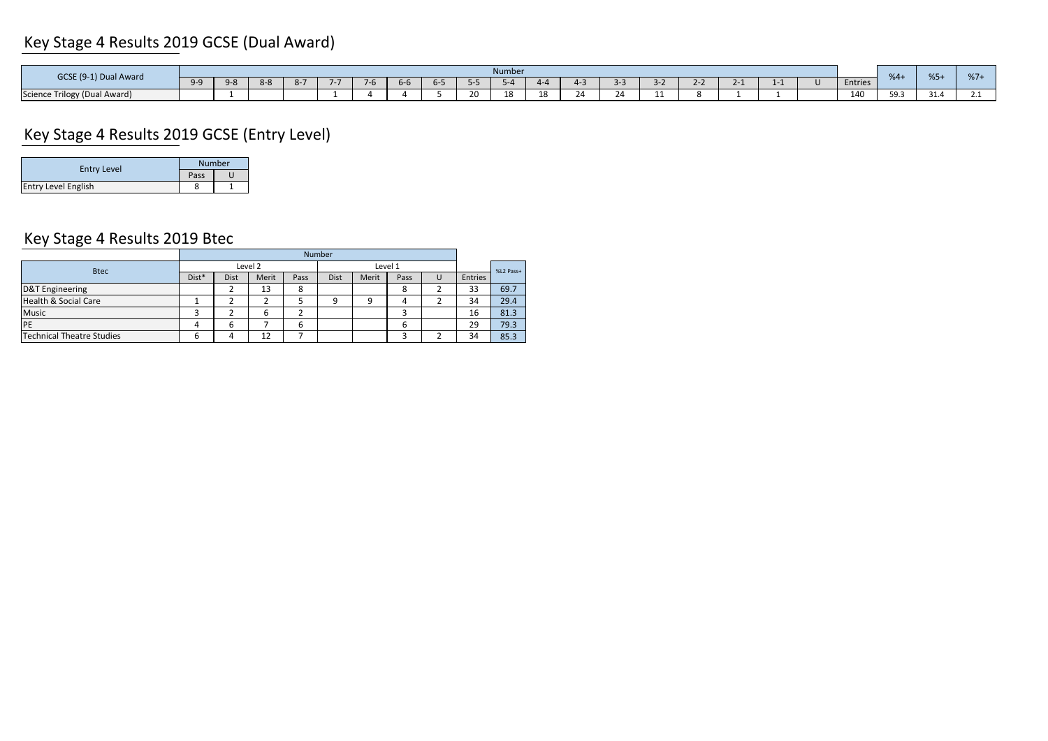# Key Stage 4 Results 2019 GCSE (Dual Award)

| GCSE (9-1) Dual Award | Number | | | | | | | | | | | | | | | | | | | | | |
|---|---|---|---|---|---|---|---|---|---|---|---|---|---|---|---|---|---|---|---|---|---|---|
| | 9-9 | 9-8 | 8-8 | 8-7 | 7-7 | 7-6 | 6-6 | 6-5 | 5-5 | 5-4 | 4-4 | 4-3 | 3-3 | 3-2 | 2-2 | 2-1 | 1-1 | U | Entries | %4+ | %5+ | %7+ |
| Science Trilogy (Dual Award) | | 1 | | | 1 | 4 | 4 | 5 | 20 | 18 | 18 | 24 | 24 | 11 | 8 | 1 | 1 | | 140 | 59.3 | 31.4 | 2.1 |

# Key Stage 4 Results 2019 GCSE (Entry Level)

| Entry Level | Number | |
|---|---|---|
| | Pass | U |
| Entry Level English | 8 | 1 |

# Key Stage 4 Results 2019 Btec

| Btec | Number | | | | | | | | | |
|---|---|---|---|---|---|---|---|---|---|---|
| | Level 2 | | | | Level 1 | | | | | |
| | Dist* | Dist | Merit | Pass | Dist | Merit | Pass | U | Entries | %L2 Pass+ |
| D&T Engineering | | 2 | 13 | 8 | | | 8 | 2 | 33 | 69.7 |
| Health & Social Care | 1 | 2 | 2 | 5 | 9 | 9 | 4 | 2 | 34 | 29.4 |
| Music | 3 | 2 | 6 | 2 | | | 3 | | 16 | 81.3 |
| PE | 4 | 6 | 7 | 6 | | | 6 | | 29 | 79.3 |
| Technical Theatre Studies | 6 | 4 | 12 | 7 | | | 3 | 2 | 34 | 85.3 |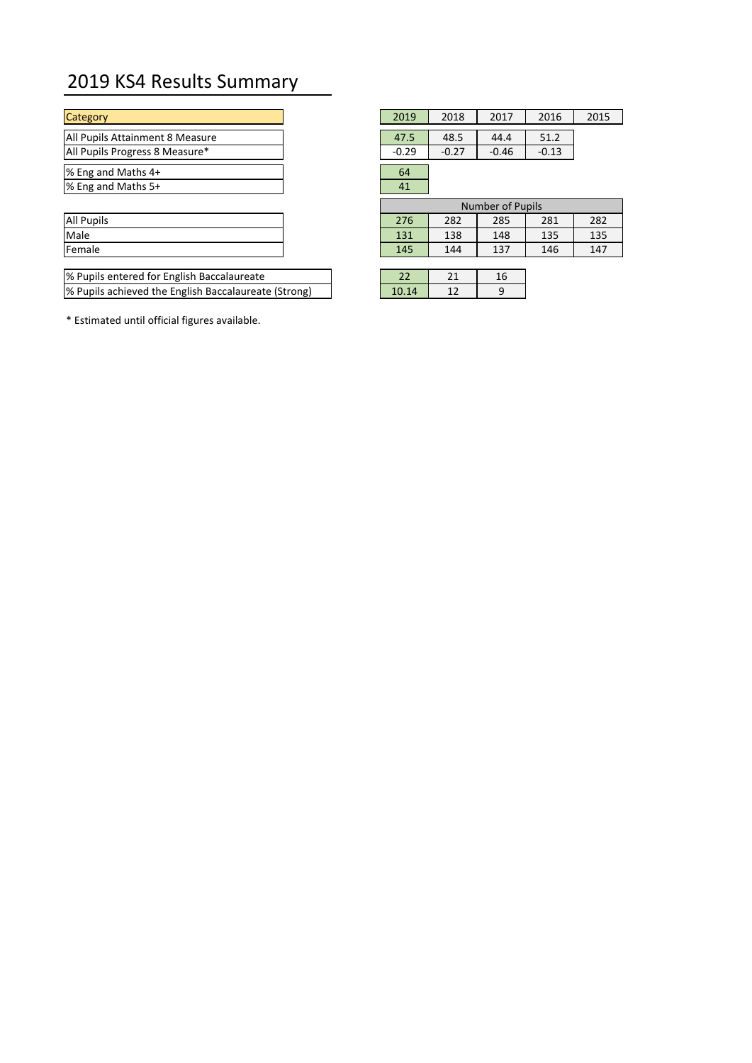# 2019 KS4 Results Summary

| Category | 2019 | 2018 | 2017 | 2016 | 2015 |
|---|---|---|---|---|---|
| All Pupils Attainment 8 Measure | 47.5 | 48.5 | 44.4 | 51.2 | |
| All Pupils Progress 8 Measure* | -0.29 | -0.27 | -0.46 | -0.13 | |
| % Eng and Maths 4+ | 64 | | | | |
| % Eng and Maths 5+ | 41 | | | | |
| | Number of Pupils | | | | |
| All Pupils | 276 | 282 | 285 | 281 | 282 |
| Male | 131 | 138 | 148 | 135 | 135 |
| Female | 145 | 144 | 137 | 146 | 147 |
| % Pupils entered for English Baccalaureate | 22 | 21 | 16 | | |
| % Pupils achieved the English Baccalaureate (Strong) | 10.14 | 12 | 9 | | |

* Estimated until official figures available.